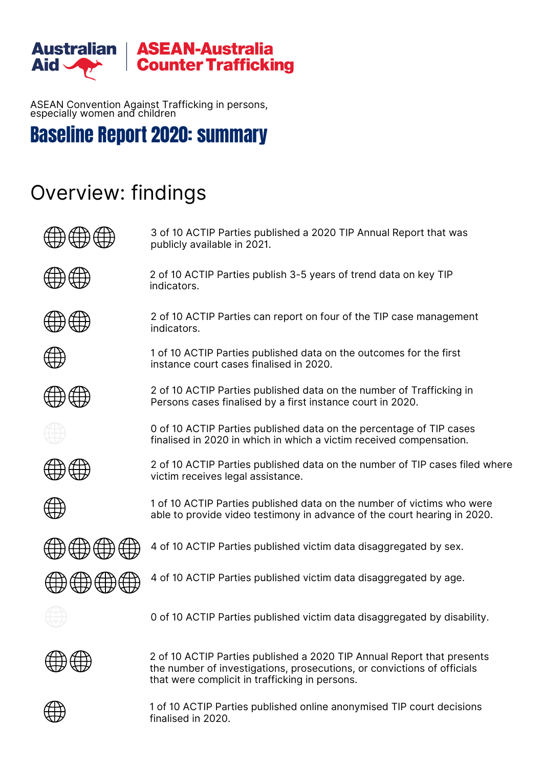Australian Aid | ASEAN-Australia Counter Trafficking

ASEAN Convention Against Trafficking in persons, especially women and children

# Baseline Report 2020: summary

## Overview: findings

- 3 of 10 ACTIP Parties published a 2020 TIP Annual Report that was publicly available in 2021.
- 2 of 10 ACTIP Parties publish 3-5 years of trend data on key TIP indicators.
- 2 of 10 ACTIP Parties can report on four of the TIP case management indicators.
- 1 of 10 ACTIP Parties published data on the outcomes for the first instance court cases finalised in 2020.
- 2 of 10 ACTIP Parties published data on the number of Trafficking in Persons cases finalised by a first instance court in 2020.
- 0 of 10 ACTIP Parties published data on the percentage of TIP cases finalised in 2020 in which in which a victim received compensation.
- 2 of 10 ACTIP Parties published data on the number of TIP cases filed where victim receives legal assistance.
- 1 of 10 ACTIP Parties published data on the number of victims who were able to provide video testimony in advance of the court hearing in 2020.
- 4 of 10 ACTIP Parties published victim data disaggregated by sex.
- 4 of 10 ACTIP Parties published victim data disaggregated by age.
- 0 of 10 ACTIP Parties published victim data disaggregated by disability.
- 2 of 10 ACTIP Parties published a 2020 TIP Annual Report that presents the number of investigations, prosecutions, or convictions of officials that were complicit in trafficking in persons.
- 1 of 10 ACTIP Parties published online anonymised TIP court decisions finalised in 2020.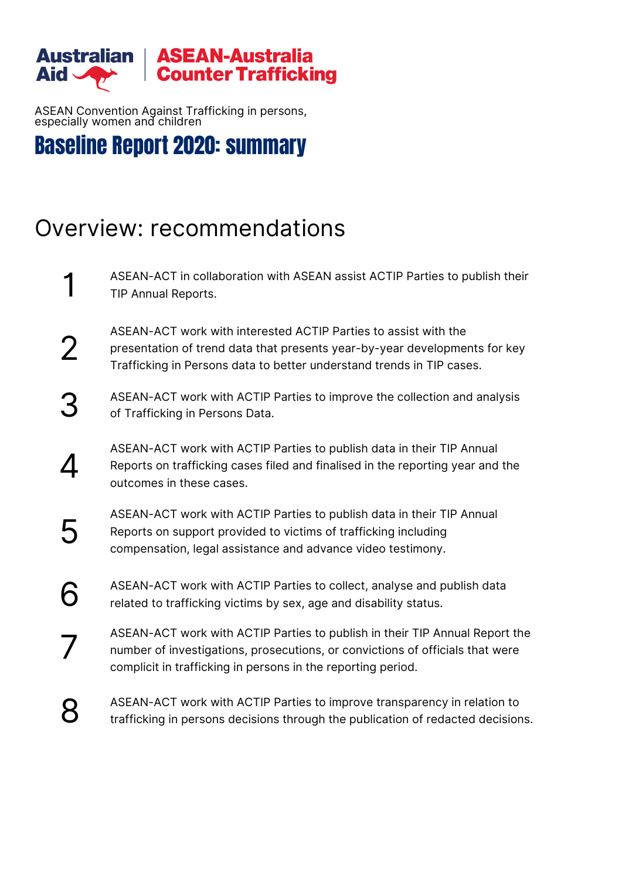Australian Aid | ASEAN-Australia Counter Trafficking

ASEAN Convention Against Trafficking in persons, especially women and children

# Baseline Report 2020: summary

## Overview: recommendations

1. ASEAN-ACT in collaboration with ASEAN assist ACTIP Parties to publish their TIP Annual Reports.
2. ASEAN-ACT work with interested ACTIP Parties to assist with the presentation of trend data that presents year-by-year developments for key Trafficking in Persons data to better understand trends in TIP cases.
3. ASEAN-ACT work with ACTIP Parties to improve the collection and analysis of Trafficking in Persons Data.
4. ASEAN-ACT work with ACTIP Parties to publish data in their TIP Annual Reports on trafficking cases filed and finalised in the reporting year and the outcomes in these cases.
5. ASEAN-ACT work with ACTIP Parties to publish data in their TIP Annual Reports on support provided to victims of trafficking including compensation, legal assistance and advance video testimony.
6. ASEAN-ACT work with ACTIP Parties to collect, analyse and publish data related to trafficking victims by sex, age and disability status.
7. ASEAN-ACT work with ACTIP Parties to publish in their TIP Annual Report the number of investigations, prosecutions, or convictions of officials that were complicit in trafficking in persons in the reporting period.
8. ASEAN-ACT work with ACTIP Parties to improve transparency in relation to trafficking in persons decisions through the publication of redacted decisions.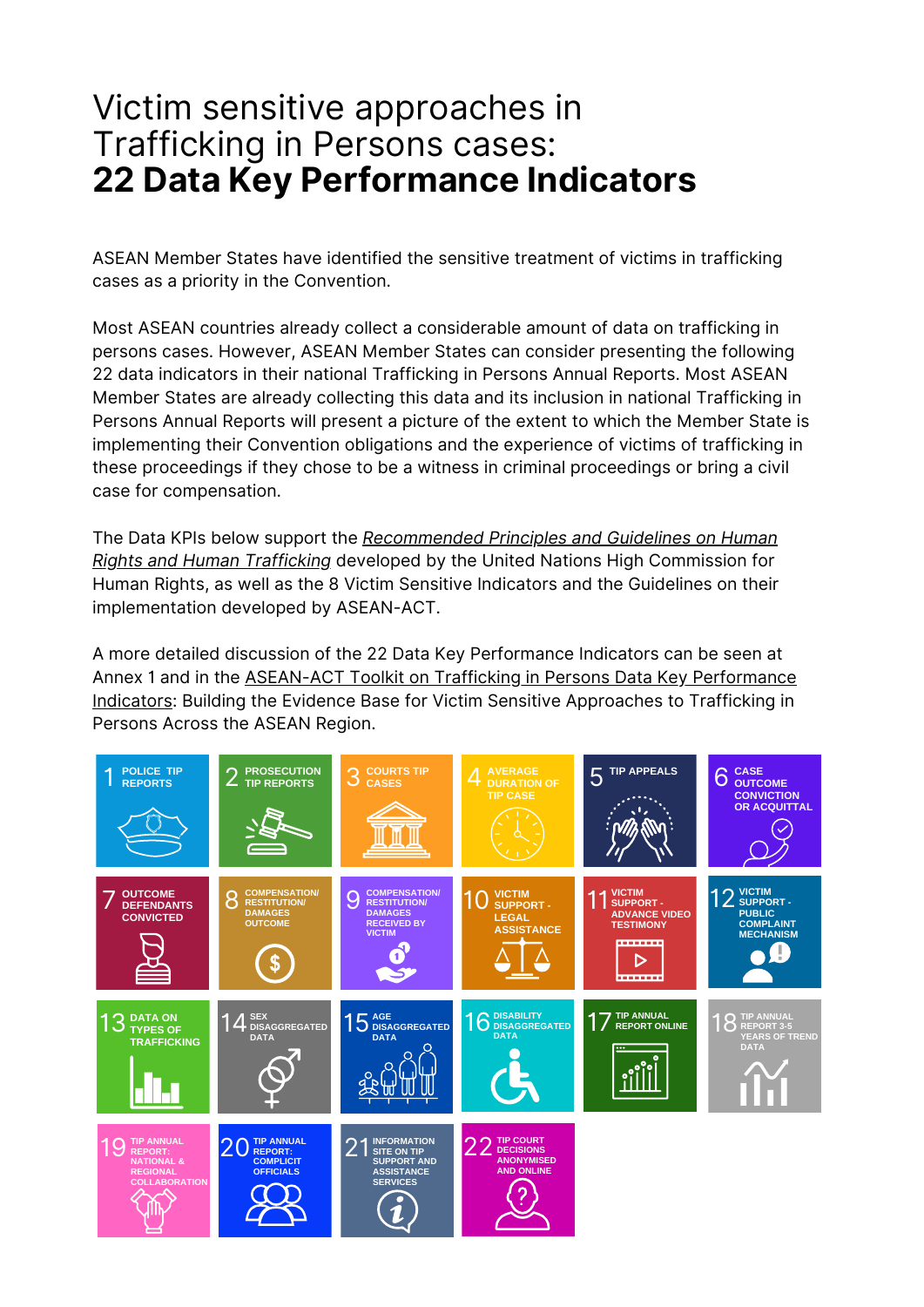# Victim sensitive approaches in Trafficking in Persons cases: **22 Data Key Performance Indicators**

ASEAN Member States have identified the sensitive treatment of victims in trafficking cases as a priority in the Convention.

Most ASEAN countries already collect a considerable amount of data on trafficking in persons cases. However, ASEAN Member States can consider presenting the following 22 data indicators in their national Trafficking in Persons Annual Reports. Most ASEAN Member States are already collecting this data and its inclusion in national Trafficking in Persons Annual Reports will present a picture of the extent to which the Member State is implementing their Convention obligations and the experience of victims of trafficking in these proceedings if they chose to be a witness in criminal proceedings or bring a civil case for compensation.

The Data KPIs below support the *Recommended Principles and Guidelines on Human Rights and Human Trafficking* developed by the United Nations High Commission for Human Rights, as well as the 8 Victim Sensitive Indicators and the Guidelines on their implementation developed by ASEAN-ACT.

A more detailed discussion of the 22 Data Key Performance Indicators can be seen at Annex 1 and in the ASEAN-ACT Toolkit on Trafficking in Persons Data Key Performance Indicators: Building the Evidence Base for Victim Sensitive Approaches to Trafficking in Persons Across the ASEAN Region.

1 POLICE TIP REPORTS
2 PROSECUTION TIP REPORTS
3 COURTS TIP CASES
4 AVERAGE DURATION OF TIP CASE
5 TIP APPEALS
6 CASE OUTCOME CONVICTION OR ACQUITTAL
7 OUTCOME DEFENDANTS CONVICTED
8 COMPENSATION/ RESTITUTION/ DAMAGES OUTCOME
9 COMPENSATION/ RESTITUTION/ DAMAGES RECEIVED BY VICTIM
10 VICTIM SUPPORT - LEGAL ASSISTANCE
11 VICTIM SUPPORT - ADVANCE VIDEO TESTIMONY
12 VICTIM SUPPORT - PUBLIC COMPLAINT MECHANISM
13 DATA ON TYPES OF TRAFFICKING
14 SEX DISAGGREGATED DATA
15 AGE DISAGGREGATED DATA
16 DISABILITY DISAGGREGATED DATA
17 TIP ANNUAL REPORT ONLINE
18 TIP ANNUAL REPORT 3-5 YEARS OF TREND DATA
19 TIP ANNUAL REPORT: NATIONAL & REGIONAL COLLABORATION
20 TIP ANNUAL REPORT: COMPLICIT OFFICIALS
21 INFORMATION SITE ON TIP SUPPORT AND ASSISTANCE SERVICES
22 TIP COURT DECISIONS ANONYMISED AND ONLINE